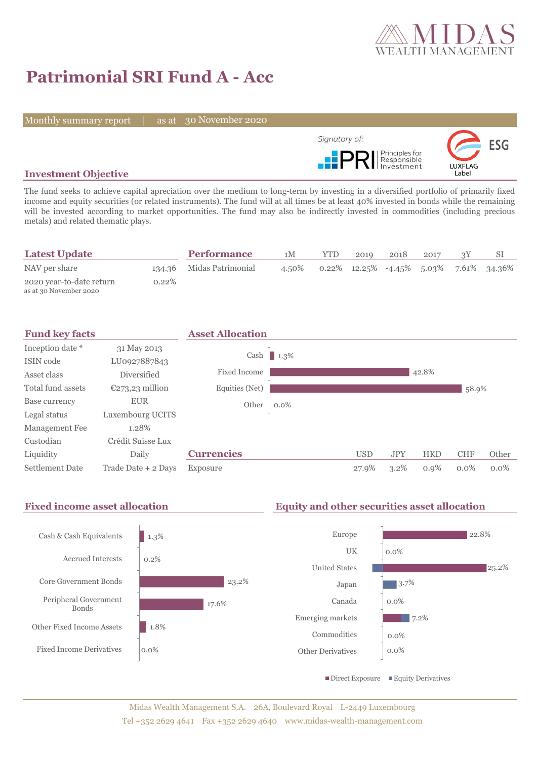# Patrimonial SRI Fund A - Acc

Monthly summary report | as at 30 November 2020

Signatory of: PRI Principles for Responsible Investment

ESG LUXFLAG Label

## Investment Objective

The fund seeks to achieve capital apreciation over the medium to long-term by investing in a diversified portfolio of primarily fixed income and equity securities (or related instruments). The fund will at all times be at least 40% invested in bonds while the remaining will be invested according to market opportunities. The fund may also be indirectly invested in commodities (including precious metals) and related thematic plays.

## Latest Update

| | |
|---|---|
| NAV per share | 134.36 |
| 2020 year-to-date return<br>as at 30 November 2020 | 0.22% |

## Performance

| | 1M | YTD | 2019 | 2018 | 2017 | 3Y | SI |
|---|---|---|---|---|---|---|---|
| Midas Patrimonial | 4.50% | 0.22% | 12.25% | -4.45% | 5.03% | 7.61% | 34.36% |

## Fund key facts

| | |
|---|---|
| Inception date * | 31 May 2013 |
| ISIN code | LU0927887843 |
| Asset class | Diversified |
| Total fund assets | €273,23 million |
| Base currency | EUR |
| Legal status | Luxembourg UCITS |
| Management Fee | 1.28% |
| Custodian | Crédit Suisse Lux |
| Liquidity | Daily |
| Settlement Date | Trade Date + 2 Days |

## Asset Allocation

| | |
|---|---|
| Cash | 1.3% |
| Fixed Income | 42.8% |
| Equities (Net) | 58.9% |
| Other | 0.0% |

## Currencies

| | USD | JPY | HKD | CHF | Other |
|---|---|---|---|---|---|
| Exposure | 27.9% | 3.2% | 0.9% | 0.0% | 0.0% |

## Fixed income asset allocation

| | |
|---|---|
| Cash & Cash Equivalents | 1.3% |
| Accrued Interests | 0.2% |
| Core Government Bonds | 23.2% |
| Peripheral Government Bonds | 17.6% |
| Other Fixed Income Assets | 1.8% |
| Fixed Income Derivatives | 0.0% |

## Equity and other securities asset allocation

| | |
|---|---|
| Europe | 22.8% |
| UK | 0.0% |
| United States | 25.2% |
| Japan | 3.7% |
| Canada | 0.0% |
| Emerging markets | 7.2% |
| Commodities | 0.0% |
| Other Derivatives | 0.0% |

■ Direct Exposure ■ Equity Derivatives

Midas Wealth Management S.A. 26A, Boulevard Royal L-2449 Luxembourg
Tel +352 2629 4641 Fax +352 2629 4640 www.midas-wealth-management.com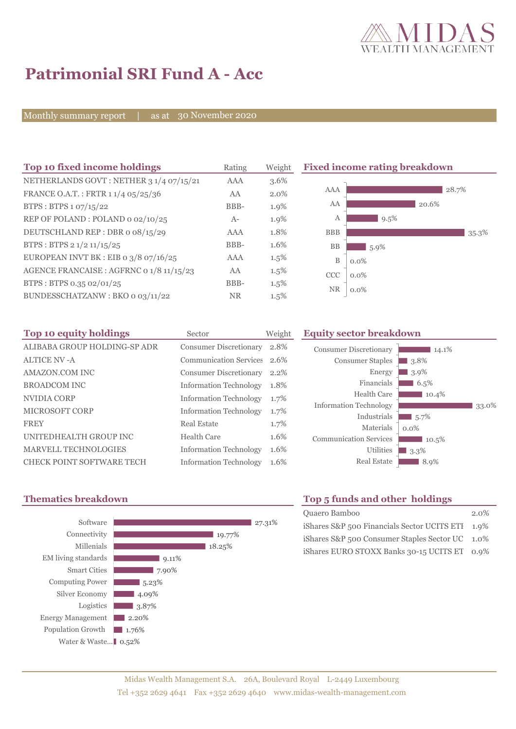# Patrimonial SRI Fund A - Acc

Monthly summary report | as at 30 November 2020

## Top 10 fixed income holdings

| Top 10 fixed income holdings | Rating | Weight |
|---|---|---|
| NETHERLANDS GOVT : NETHER 3 1/4 07/15/21 | AAA | 3.6% |
| FRANCE O.A.T. : FRTR 1 1/4 05/25/36 | AA | 2.0% |
| BTPS : BTPS 1 07/15/22 | BBB- | 1.9% |
| REP OF POLAND : POLAND 0 02/10/25 | A- | 1.9% |
| DEUTSCHLAND REP : DBR 0 08/15/29 | AAA | 1.8% |
| BTPS : BTPS 2 1/2 11/15/25 | BBB- | 1.6% |
| EUROPEAN INVT BK : EIB 0 3/8 07/16/25 | AAA | 1.5% |
| AGENCE FRANCAISE : AGFRNC 0 1/8 11/15/23 | AA | 1.5% |
| BTPS : BTPS 0.35 02/01/25 | BBB- | 1.5% |
| BUNDESSCHATZANW : BKO 0 03/11/22 | NR | 1.5% |

## Fixed income rating breakdown

| Rating | Weight |
|---|---|
| AAA | 28.7% |
| AA | 20.6% |
| A | 9.5% |
| BBB | 35.3% |
| BB | 5.9% |
| B | 0.0% |
| CCC | 0.0% |
| NR | 0.0% |

## Top 10 equity holdings

| Top 10 equity holdings | Sector | Weight |
|---|---|---|
| ALIBABA GROUP HOLDING-SP ADR | Consumer Discretionary | 2.8% |
| ALTICE NV -A | Communication Services | 2.6% |
| AMAZON.COM INC | Consumer Discretionary | 2.2% |
| BROADCOM INC | Information Technology | 1.8% |
| NVIDIA CORP | Information Technology | 1.7% |
| MICROSOFT CORP | Information Technology | 1.7% |
| FREY | Real Estate | 1.7% |
| UNITEDHEALTH GROUP INC | Health Care | 1.6% |
| MARVELL TECHNOLOGIES | Information Technology | 1.6% |
| CHECK POINT SOFTWARE TECH | Information Technology | 1.6% |

## Equity sector breakdown

| Sector | Weight |
|---|---|
| Consumer Discretionary | 14.1% |
| Consumer Staples | 3.8% |
| Energy | 3.9% |
| Financials | 6.5% |
| Health Care | 10.4% |
| Information Technology | 33.0% |
| Industrials | 5.7% |
| Materials | 0.0% |
| Communication Services | 10.5% |
| Utilities | 3.3% |
| Real Estate | 8.9% |

## Thematics breakdown

| Thematic | Weight |
|---|---|
| Software | 27.31% |
| Connectivity | 19.77% |
| Millenials | 18.25% |
| EM living standards | 9.11% |
| Smart Cities | 7.90% |
| Computing Power | 5.23% |
| Silver Economy | 4.09% |
| Logistics | 3.87% |
| Energy Management | 2.20% |
| Population Growth | 1.76% |
| Water & Waste... | 0.52% |

## Top 5 funds and other holdings

| Fund | Weight |
|---|---|
| Quaero Bamboo | 2.0% |
| iShares S&P 500 Financials Sector UCITS ETI | 1.9% |
| iShares S&P 500 Consumer Staples Sector UC | 1.0% |
| iShares EURO STOXX Banks 30-15 UCITS ET | 0.9% |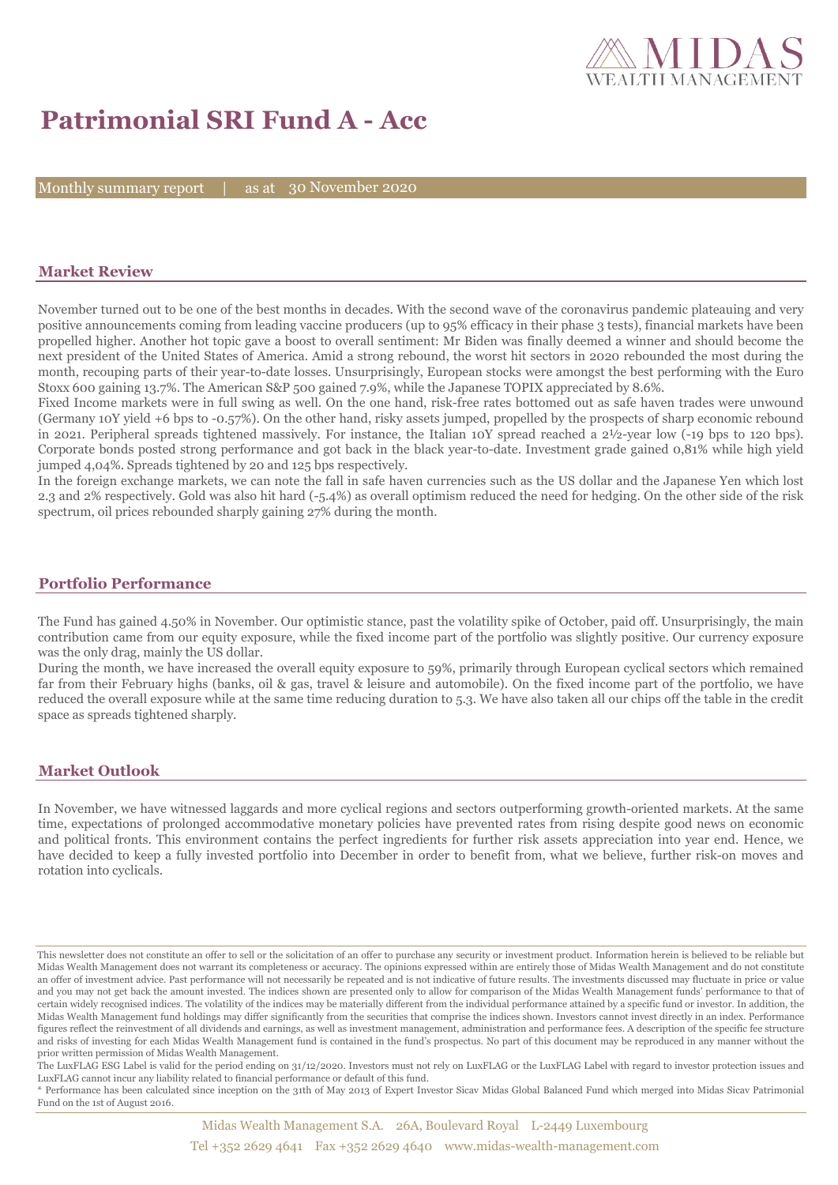# Patrimonial SRI Fund A - Acc

Monthly summary report | as at 30 November 2020

## Market Review

November turned out to be one of the best months in decades. With the second wave of the coronavirus pandemic plateauing and very positive announcements coming from leading vaccine producers (up to 95% efficacy in their phase 3 tests), financial markets have been propelled higher. Another hot topic gave a boost to overall sentiment: Mr Biden was finally deemed a winner and should become the next president of the United States of America. Amid a strong rebound, the worst hit sectors in 2020 rebounded the most during the month, recouping parts of their year-to-date losses. Unsurprisingly, European stocks were amongst the best performing with the Euro Stoxx 600 gaining 13.7%. The American S&P 500 gained 7.9%, while the Japanese TOPIX appreciated by 8.6%.

Fixed Income markets were in full swing as well. On the one hand, risk-free rates bottomed out as safe haven trades were unwound (Germany 10Y yield +6 bps to -0.57%). On the other hand, risky assets jumped, propelled by the prospects of sharp economic rebound in 2021. Peripheral spreads tightened massively. For instance, the Italian 10Y spread reached a 2½-year low (-19 bps to 120 bps). Corporate bonds posted strong performance and got back in the black year-to-date. Investment grade gained 0,81% while high yield jumped 4,04%. Spreads tightened by 20 and 125 bps respectively.

In the foreign exchange markets, we can note the fall in safe haven currencies such as the US dollar and the Japanese Yen which lost 2.3 and 2% respectively. Gold was also hit hard (-5.4%) as overall optimism reduced the need for hedging. On the other side of the risk spectrum, oil prices rebounded sharply gaining 27% during the month.

## Portfolio Performance

The Fund has gained 4.50% in November. Our optimistic stance, past the volatility spike of October, paid off. Unsurprisingly, the main contribution came from our equity exposure, while the fixed income part of the portfolio was slightly positive. Our currency exposure was the only drag, mainly the US dollar.

During the month, we have increased the overall equity exposure to 59%, primarily through European cyclical sectors which remained far from their February highs (banks, oil & gas, travel & leisure and automobile). On the fixed income part of the portfolio, we have reduced the overall exposure while at the same time reducing duration to 5.3. We have also taken all our chips off the table in the credit space as spreads tightened sharply.

## Market Outlook

In November, we have witnessed laggards and more cyclical regions and sectors outperforming growth-oriented markets. At the same time, expectations of prolonged accommodative monetary policies have prevented rates from rising despite good news on economic and political fronts. This environment contains the perfect ingredients for further risk assets appreciation into year end. Hence, we have decided to keep a fully invested portfolio into December in order to benefit from, what we believe, further risk-on moves and rotation into cyclicals.

This newsletter does not constitute an offer to sell or the solicitation of an offer to purchase any security or investment product. Information herein is believed to be reliable but Midas Wealth Management does not warrant its completeness or accuracy. The opinions expressed within are entirely those of Midas Wealth Management and do not constitute an offer of investment advice. Past performance will not necessarily be repeated and is not indicative of future results. The investments discussed may fluctuate in price or value and you may not get back the amount invested. The indices shown are presented only to allow for comparison of the Midas Wealth Management funds' performance to that of certain widely recognised indices. The volatility of the indices may be materially different from the individual performance attained by a specific fund or investor. In addition, the Midas Wealth Management fund holdings may differ significantly from the securities that comprise the indices shown. Investors cannot invest directly in an index. Performance figures reflect the reinvestment of all dividends and earnings, as well as investment management, administration and performance fees. A description of the specific fee structure and risks of investing for each Midas Wealth Management fund is contained in the fund's prospectus. No part of this document may be reproduced in any manner without the prior written permission of Midas Wealth Management.

The LuxFLAG ESG Label is valid for the period ending on 31/12/2020. Investors must not rely on LuxFLAG or the LuxFLAG Label with regard to investor protection issues and LuxFLAG cannot incur any liability related to financial performance or default of this fund.

* Performance has been calculated since inception on the 31th of May 2013 of Expert Investor Sicav Midas Global Balanced Fund which merged into Midas Sicav Patrimonial Fund on the 1st of August 2016.

Midas Wealth Management S.A. 26A, Boulevard Royal L-2449 Luxembourg

Tel +352 2629 4641 Fax +352 2629 4640 www.midas-wealth-management.com